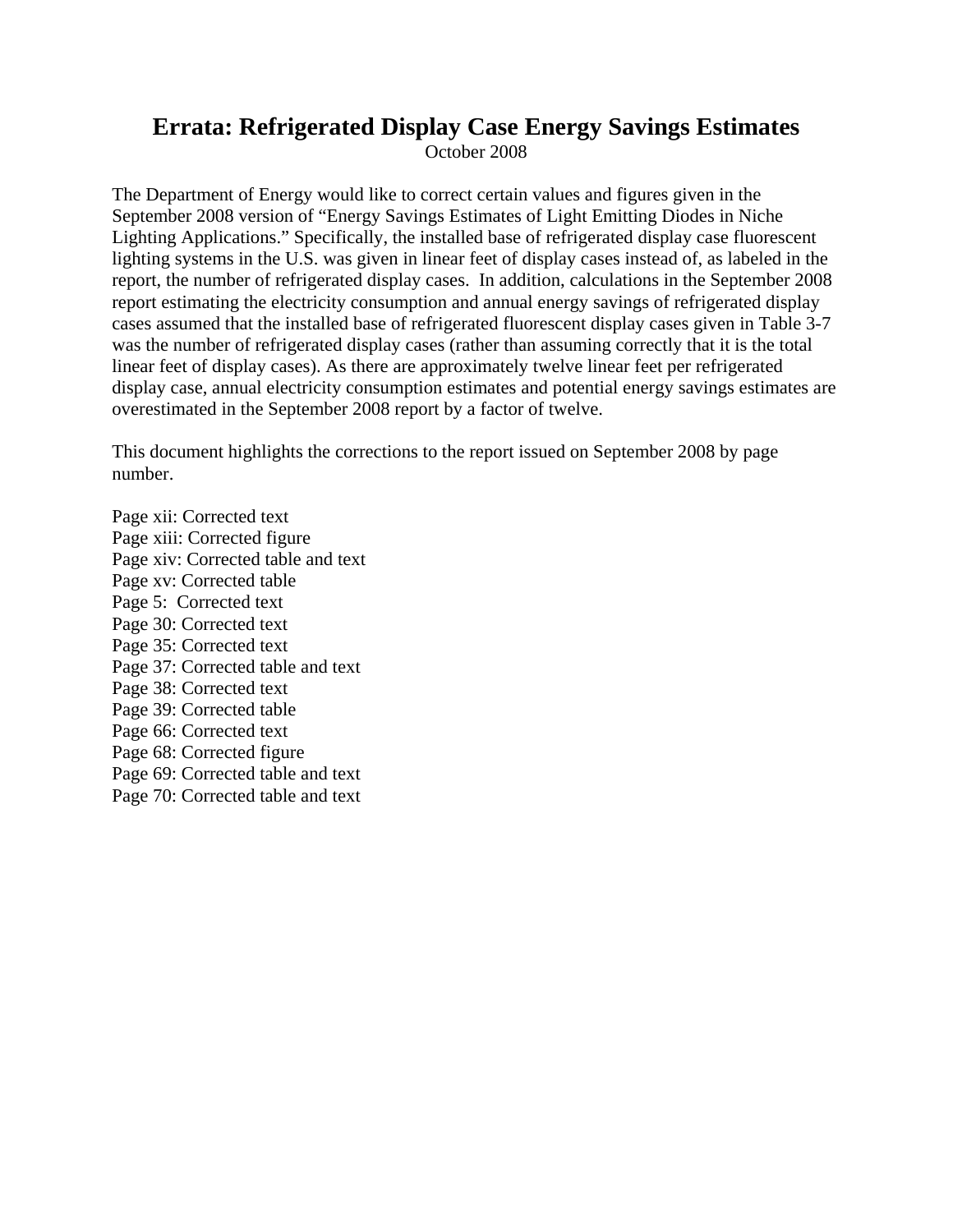# Errata: Refrigerated Display Case Energy Savings Estimates

October 2008

The Department of Energy would like to correct certain values and figures given in the September 2008 version of "Energy Savings Estimates of Light Emitting Diodes in Niche Lighting Applications." Specifically, the installed base of refrigerated display case fluorescent lighting systems in the U.S. was given in linear feet of display cases instead of, as labeled in the report, the number of refrigerated display cases. In addition, calculations in the September 2008 report estimating the electricity consumption and annual energy savings of refrigerated display cases assumed that the installed base of refrigerated fluorescent display cases given in Table 3-7 was the number of refrigerated display cases (rather than assuming correctly that it is the total linear feet of display cases). As there are approximately twelve linear feet per refrigerated display case, annual electricity consumption estimates and potential energy savings estimates are overestimated in the September 2008 report by a factor of twelve.

This document highlights the corrections to the report issued on September 2008 by page number.

Page xii: Corrected text
Page xiii: Corrected figure
Page xiv: Corrected table and text
Page xv: Corrected table
Page 5: Corrected text
Page 30: Corrected text
Page 35: Corrected text
Page 37: Corrected table and text
Page 38: Corrected text
Page 39: Corrected table
Page 66: Corrected text
Page 68: Corrected figure
Page 69: Corrected table and text
Page 70: Corrected table and text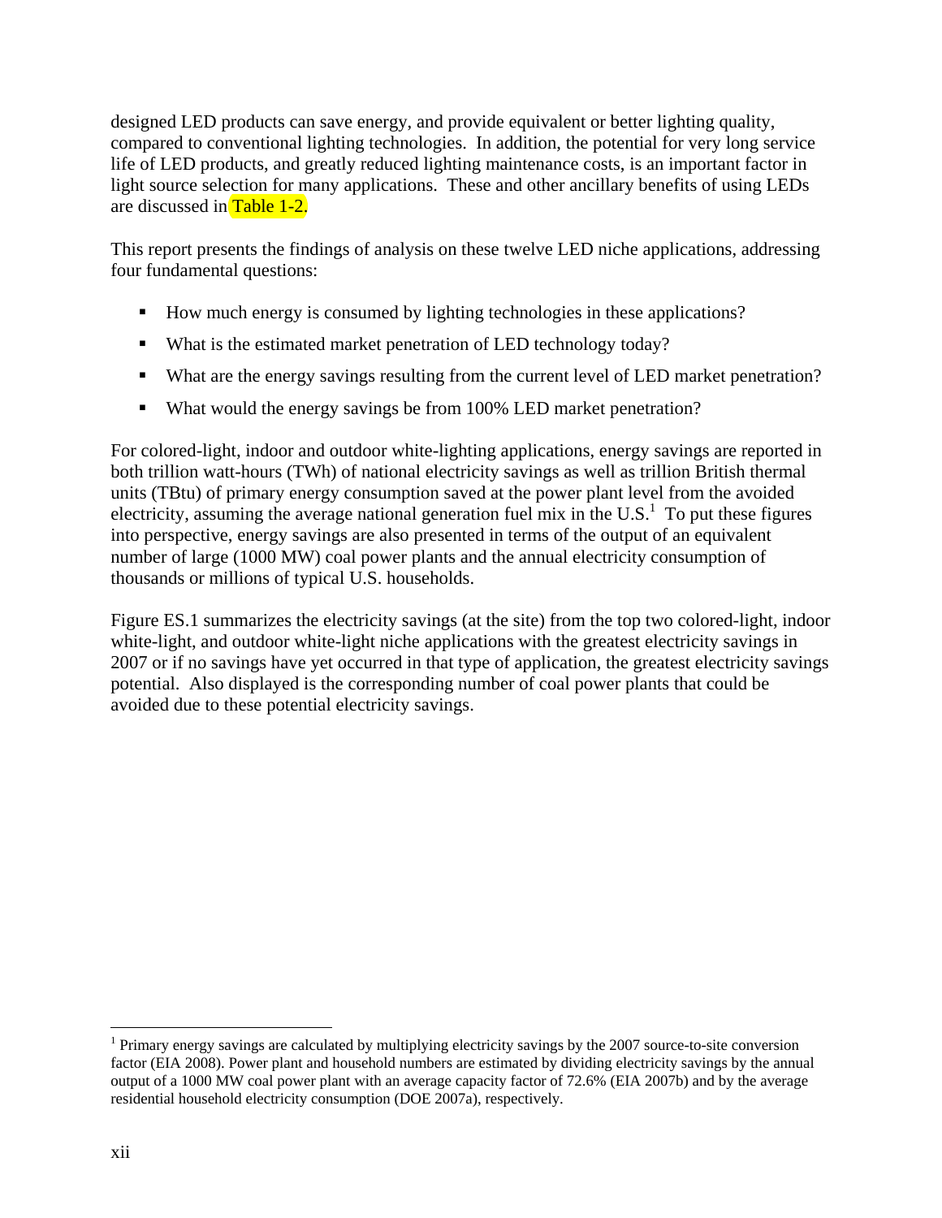designed LED products can save energy, and provide equivalent or better lighting quality, compared to conventional lighting technologies. In addition, the potential for very long service life of LED products, and greatly reduced lighting maintenance costs, is an important factor in light source selection for many applications. These and other ancillary benefits of using LEDs are discussed in Table 1-2.

This report presents the findings of analysis on these twelve LED niche applications, addressing four fundamental questions:

- How much energy is consumed by lighting technologies in these applications?
- What is the estimated market penetration of LED technology today?
- What are the energy savings resulting from the current level of LED market penetration?
- What would the energy savings be from 100% LED market penetration?

For colored-light, indoor and outdoor white-lighting applications, energy savings are reported in both trillion watt-hours (TWh) of national electricity savings as well as trillion British thermal units (TBtu) of primary energy consumption saved at the power plant level from the avoided electricity, assuming the average national generation fuel mix in the U.S.[1] To put these figures into perspective, energy savings are also presented in terms of the output of an equivalent number of large (1000 MW) coal power plants and the annual electricity consumption of thousands or millions of typical U.S. households.

Figure ES.1 summarizes the electricity savings (at the site) from the top two colored-light, indoor white-light, and outdoor white-light niche applications with the greatest electricity savings in 2007 or if no savings have yet occurred in that type of application, the greatest electricity savings potential. Also displayed is the corresponding number of coal power plants that could be avoided due to these potential electricity savings.

[1] Primary energy savings are calculated by multiplying electricity savings by the 2007 source-to-site conversion factor (EIA 2008). Power plant and household numbers are estimated by dividing electricity savings by the annual output of a 1000 MW coal power plant with an average capacity factor of 72.6% (EIA 2007b) and by the average residential household electricity consumption (DOE 2007a), respectively.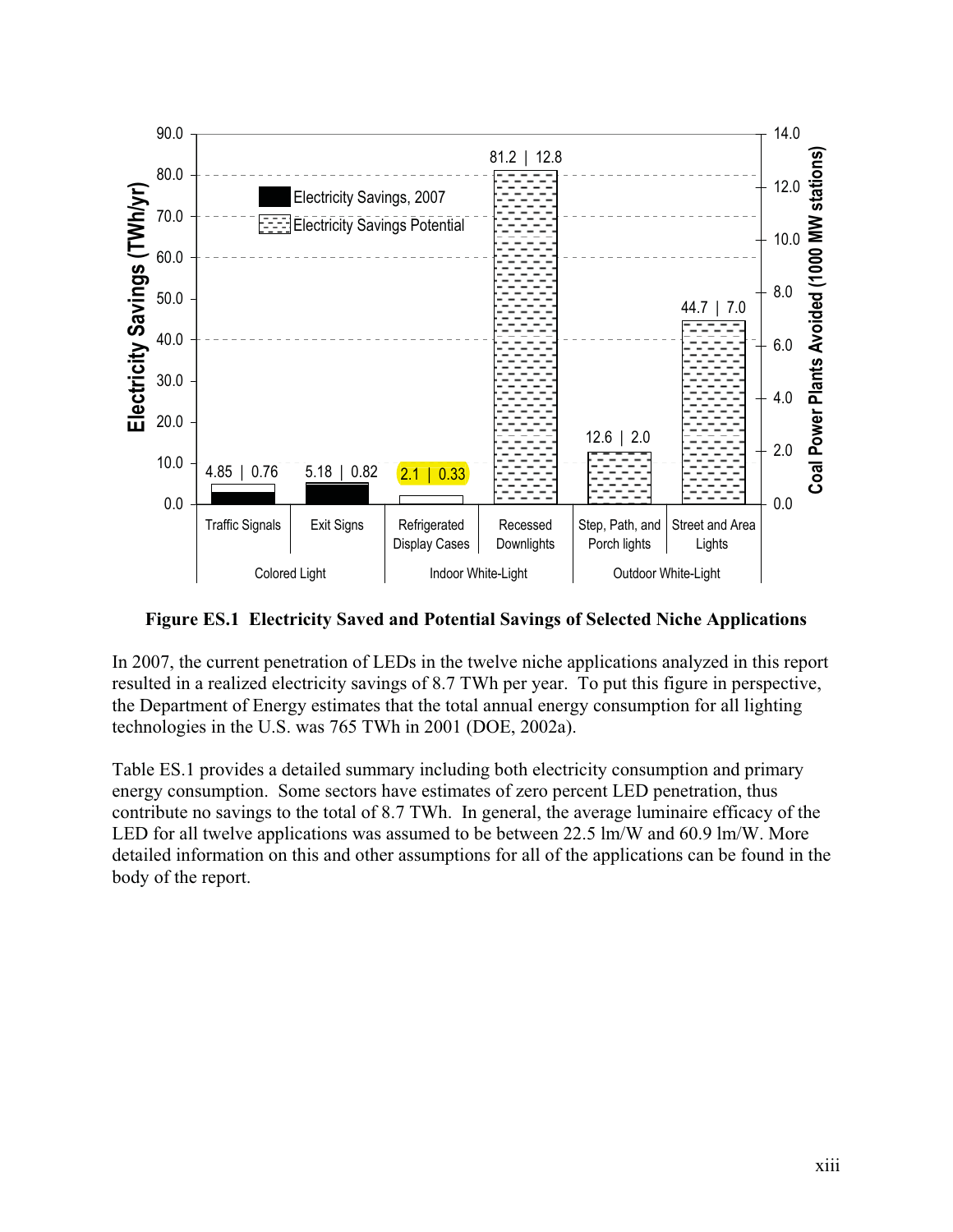**Figure ES.1 Electricity Saved and Potential Savings of Selected Niche Applications**

In 2007, the current penetration of LEDs in the twelve niche applications analyzed in this report resulted in a realized electricity savings of 8.7 TWh per year. To put this figure in perspective, the Department of Energy estimates that the total annual energy consumption for all lighting technologies in the U.S. was 765 TWh in 2001 (DOE, 2002a).

Table ES.1 provides a detailed summary including both electricity consumption and primary energy consumption. Some sectors have estimates of zero percent LED penetration, thus contribute no savings to the total of 8.7 TWh. In general, the average luminaire efficacy of the LED for all twelve applications was assumed to be between 22.5 lm/W and 60.9 lm/W. More detailed information on this and other assumptions for all of the applications can be found in the body of the report.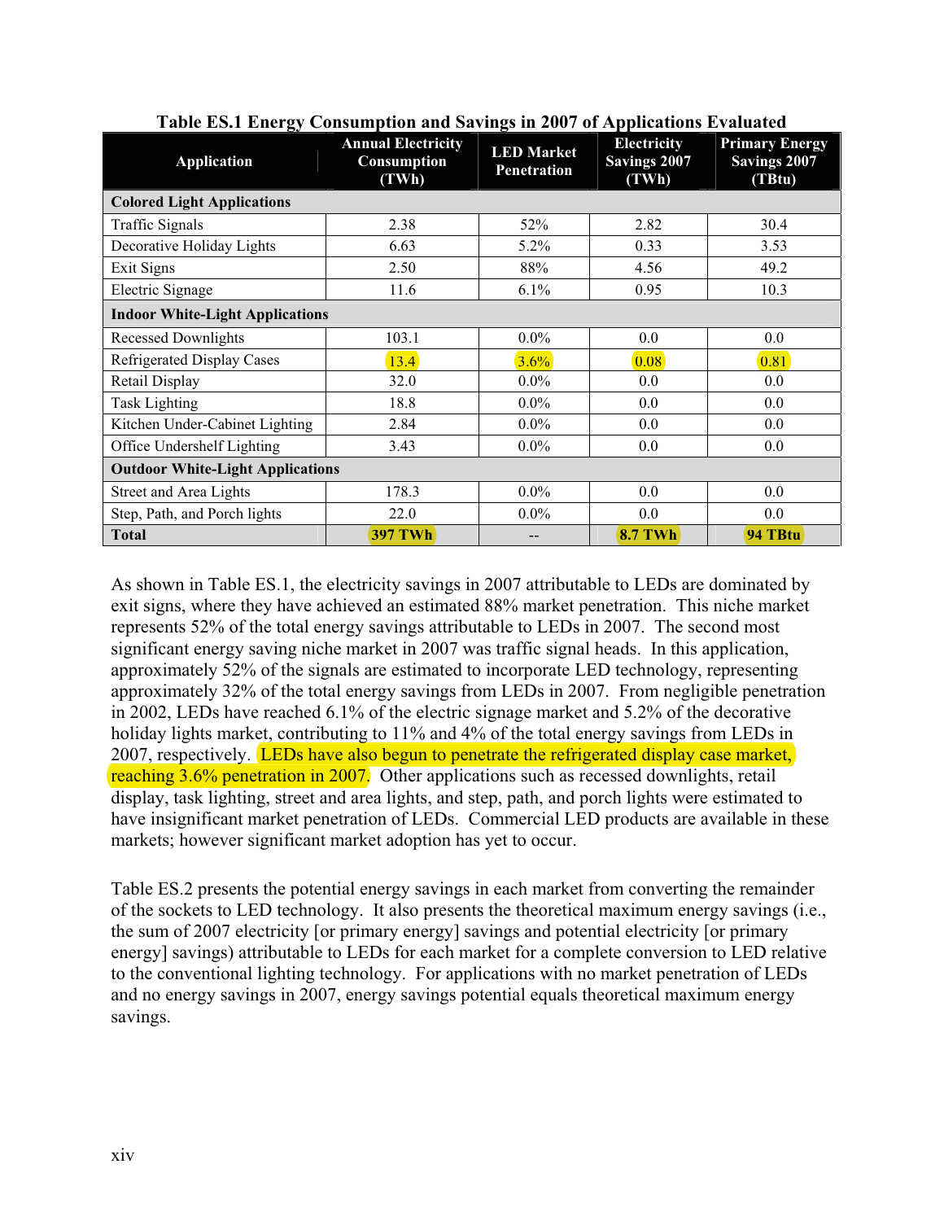**Table ES.1 Energy Consumption and Savings in 2007 of Applications Evaluated**

| Application | Annual Electricity Consumption (TWh) | LED Market Penetration | Electricity Savings 2007 (TWh) | Primary Energy Savings 2007 (TBtu) |
|---|---|---|---|---|
| **Colored Light Applications** | | | | |
| Traffic Signals | 2.38 | 52% | 2.82 | 30.4 |
| Decorative Holiday Lights | 6.63 | 5.2% | 0.33 | 3.53 |
| Exit Signs | 2.50 | 88% | 4.56 | 49.2 |
| Electric Signage | 11.6 | 6.1% | 0.95 | 10.3 |
| **Indoor White-Light Applications** | | | | |
| Recessed Downlights | 103.1 | 0.0% | 0.0 | 0.0 |
| Refrigerated Display Cases | 13.4 | 3.6% | 0.08 | 0.81 |
| Retail Display | 32.0 | 0.0% | 0.0 | 0.0 |
| Task Lighting | 18.8 | 0.0% | 0.0 | 0.0 |
| Kitchen Under-Cabinet Lighting | 2.84 | 0.0% | 0.0 | 0.0 |
| Office Undershelf Lighting | 3.43 | 0.0% | 0.0 | 0.0 |
| **Outdoor White-Light Applications** | | | | |
| Street and Area Lights | 178.3 | 0.0% | 0.0 | 0.0 |
| Step, Path, and Porch lights | 22.0 | 0.0% | 0.0 | 0.0 |
| **Total** | **397 TWh** | -- | **8.7 TWh** | **94 TBtu** |

As shown in Table ES.1, the electricity savings in 2007 attributable to LEDs are dominated by exit signs, where they have achieved an estimated 88% market penetration. This niche market represents 52% of the total energy savings attributable to LEDs in 2007. The second most significant energy saving niche market in 2007 was traffic signal heads. In this application, approximately 52% of the signals are estimated to incorporate LED technology, representing approximately 32% of the total energy savings from LEDs in 2007. From negligible penetration in 2002, LEDs have reached 6.1% of the electric signage market and 5.2% of the decorative holiday lights market, contributing to 11% and 4% of the total energy savings from LEDs in 2007, respectively. LEDs have also begun to penetrate the refrigerated display case market, reaching 3.6% penetration in 2007. Other applications such as recessed downlights, retail display, task lighting, street and area lights, and step, path, and porch lights were estimated to have insignificant market penetration of LEDs. Commercial LED products are available in these markets; however significant market adoption has yet to occur.

Table ES.2 presents the potential energy savings in each market from converting the remainder of the sockets to LED technology. It also presents the theoretical maximum energy savings (i.e., the sum of 2007 electricity [or primary energy] savings and potential electricity [or primary energy] savings) attributable to LEDs for each market for a complete conversion to LED relative to the conventional lighting technology. For applications with no market penetration of LEDs and no energy savings in 2007, energy savings potential equals theoretical maximum energy savings.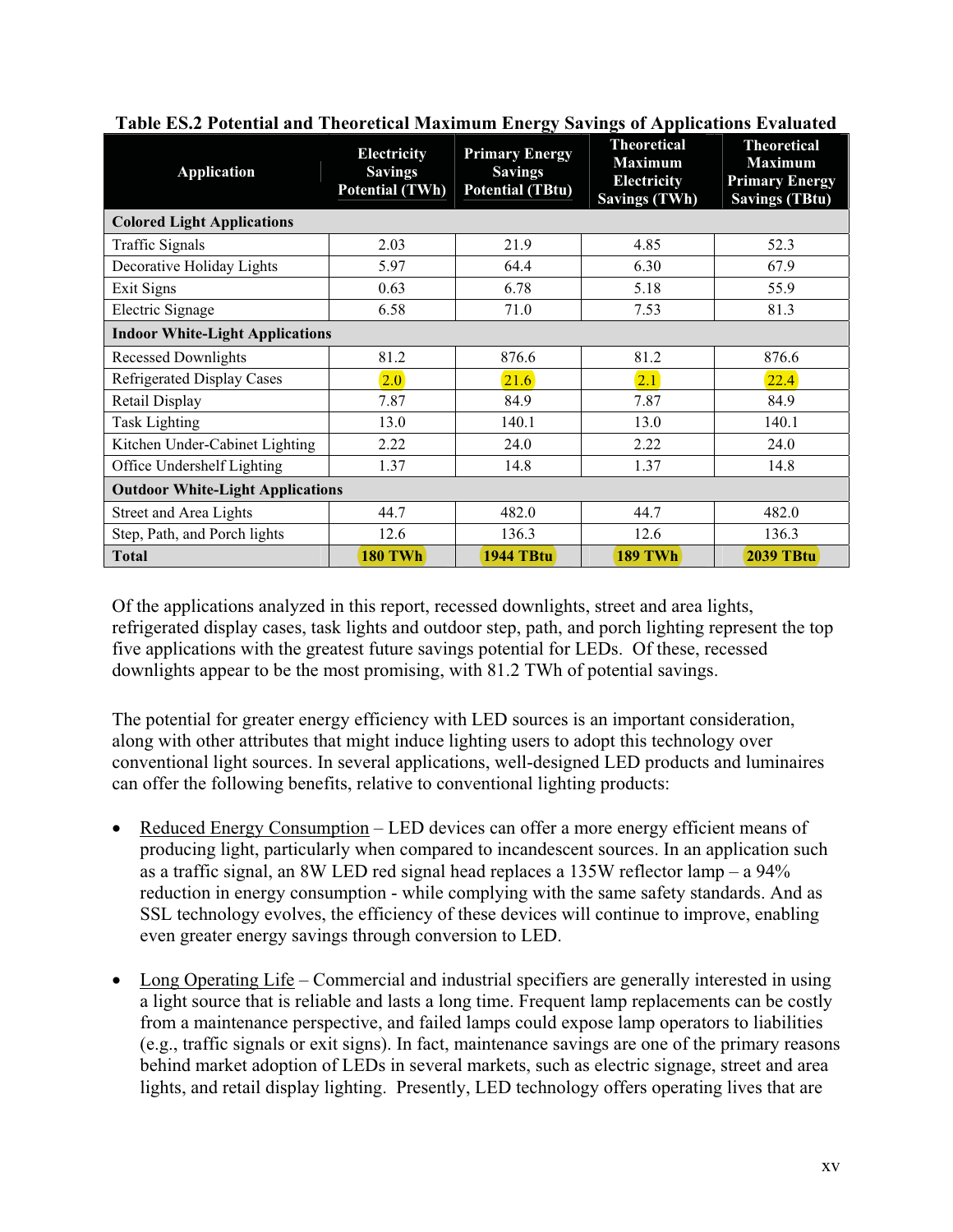**Table ES.2 Potential and Theoretical Maximum Energy Savings of Applications Evaluated**

| Application | Electricity Savings Potential (TWh) | Primary Energy Savings Potential (TBtu) | Theoretical Maximum Electricity Savings (TWh) | Theoretical Maximum Primary Energy Savings (TBtu) |
|---|---|---|---|---|
| **Colored Light Applications** | | | | |
| Traffic Signals | 2.03 | 21.9 | 4.85 | 52.3 |
| Decorative Holiday Lights | 5.97 | 64.4 | 6.30 | 67.9 |
| Exit Signs | 0.63 | 6.78 | 5.18 | 55.9 |
| Electric Signage | 6.58 | 71.0 | 7.53 | 81.3 |
| **Indoor White-Light Applications** | | | | |
| Recessed Downlights | 81.2 | 876.6 | 81.2 | 876.6 |
| Refrigerated Display Cases | 2.0 | 21.6 | 2.1 | 22.4 |
| Retail Display | 7.87 | 84.9 | 7.87 | 84.9 |
| Task Lighting | 13.0 | 140.1 | 13.0 | 140.1 |
| Kitchen Under-Cabinet Lighting | 2.22 | 24.0 | 2.22 | 24.0 |
| Office Undershelf Lighting | 1.37 | 14.8 | 1.37 | 14.8 |
| **Outdoor White-Light Applications** | | | | |
| Street and Area Lights | 44.7 | 482.0 | 44.7 | 482.0 |
| Step, Path, and Porch lights | 12.6 | 136.3 | 12.6 | 136.3 |
| **Total** | **180 TWh** | **1944 TBtu** | **189 TWh** | **2039 TBtu** |

Of the applications analyzed in this report, recessed downlights, street and area lights, refrigerated display cases, task lights and outdoor step, path, and porch lighting represent the top five applications with the greatest future savings potential for LEDs. Of these, recessed downlights appear to be the most promising, with 81.2 TWh of potential savings.

The potential for greater energy efficiency with LED sources is an important consideration, along with other attributes that might induce lighting users to adopt this technology over conventional light sources. In several applications, well-designed LED products and luminaires can offer the following benefits, relative to conventional lighting products:

- Reduced Energy Consumption – LED devices can offer a more energy efficient means of producing light, particularly when compared to incandescent sources. In an application such as a traffic signal, an 8W LED red signal head replaces a 135W reflector lamp – a 94% reduction in energy consumption - while complying with the same safety standards. And as SSL technology evolves, the efficiency of these devices will continue to improve, enabling even greater energy savings through conversion to LED.

- Long Operating Life – Commercial and industrial specifiers are generally interested in using a light source that is reliable and lasts a long time. Frequent lamp replacements can be costly from a maintenance perspective, and failed lamps could expose lamp operators to liabilities (e.g., traffic signals or exit signs). In fact, maintenance savings are one of the primary reasons behind market adoption of LEDs in several markets, such as electric signage, street and area lights, and retail display lighting. Presently, LED technology offers operating lives that are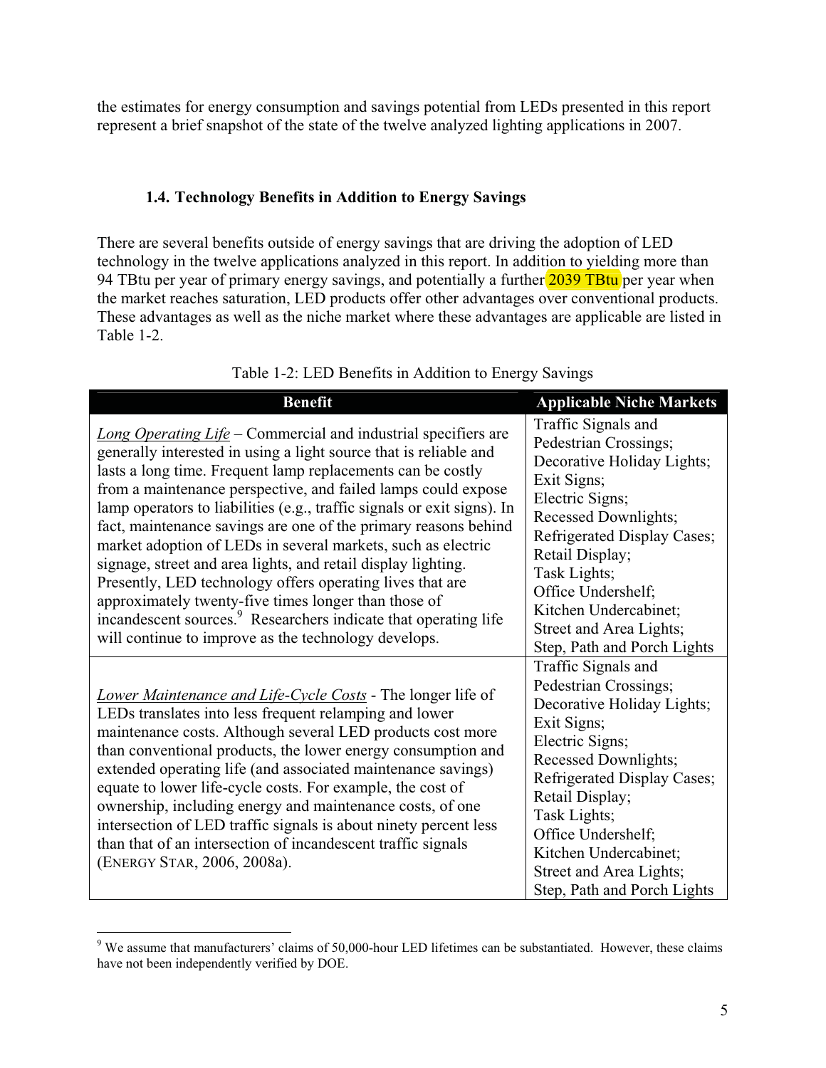the estimates for energy consumption and savings potential from LEDs presented in this report represent a brief snapshot of the state of the twelve analyzed lighting applications in 2007.

### 1.4. Technology Benefits in Addition to Energy Savings

There are several benefits outside of energy savings that are driving the adoption of LED technology in the twelve applications analyzed in this report. In addition to yielding more than 94 TBtu per year of primary energy savings, and potentially a further 2039 TBtu per year when the market reaches saturation, LED products offer other advantages over conventional products. These advantages as well as the niche market where these advantages are applicable are listed in Table 1-2.

Table 1-2: LED Benefits in Addition to Energy Savings

| Benefit | Applicable Niche Markets |
|---|---|
| *Long Operating Life* – Commercial and industrial specifiers are generally interested in using a light source that is reliable and lasts a long time. Frequent lamp replacements can be costly from a maintenance perspective, and failed lamps could expose lamp operators to liabilities (e.g., traffic signals or exit signs). In fact, maintenance savings are one of the primary reasons behind market adoption of LEDs in several markets, such as electric signage, street and area lights, and retail display lighting. Presently, LED technology offers operating lives that are approximately twenty-five times longer than those of incandescent sources.[9] Researchers indicate that operating life will continue to improve as the technology develops. | Traffic Signals and Pedestrian Crossings; Decorative Holiday Lights; Exit Signs; Electric Signs; Recessed Downlights; Refrigerated Display Cases; Retail Display; Task Lights; Office Undershelf; Kitchen Undercabinet; Street and Area Lights; Step, Path and Porch Lights |
| *Lower Maintenance and Life-Cycle Costs* - The longer life of LEDs translates into less frequent relamping and lower maintenance costs. Although several LED products cost more than conventional products, the lower energy consumption and extended operating life (and associated maintenance savings) equate to lower life-cycle costs. For example, the cost of ownership, including energy and maintenance costs, of one intersection of LED traffic signals is about ninety percent less than that of an intersection of incandescent traffic signals (ENERGY STAR, 2006, 2008a). | Traffic Signals and Pedestrian Crossings; Decorative Holiday Lights; Exit Signs; Electric Signs; Recessed Downlights; Refrigerated Display Cases; Retail Display; Task Lights; Office Undershelf; Kitchen Undercabinet; Street and Area Lights; Step, Path and Porch Lights |

[9] We assume that manufacturers' claims of 50,000-hour LED lifetimes can be substantiated. However, these claims have not been independently verified by DOE.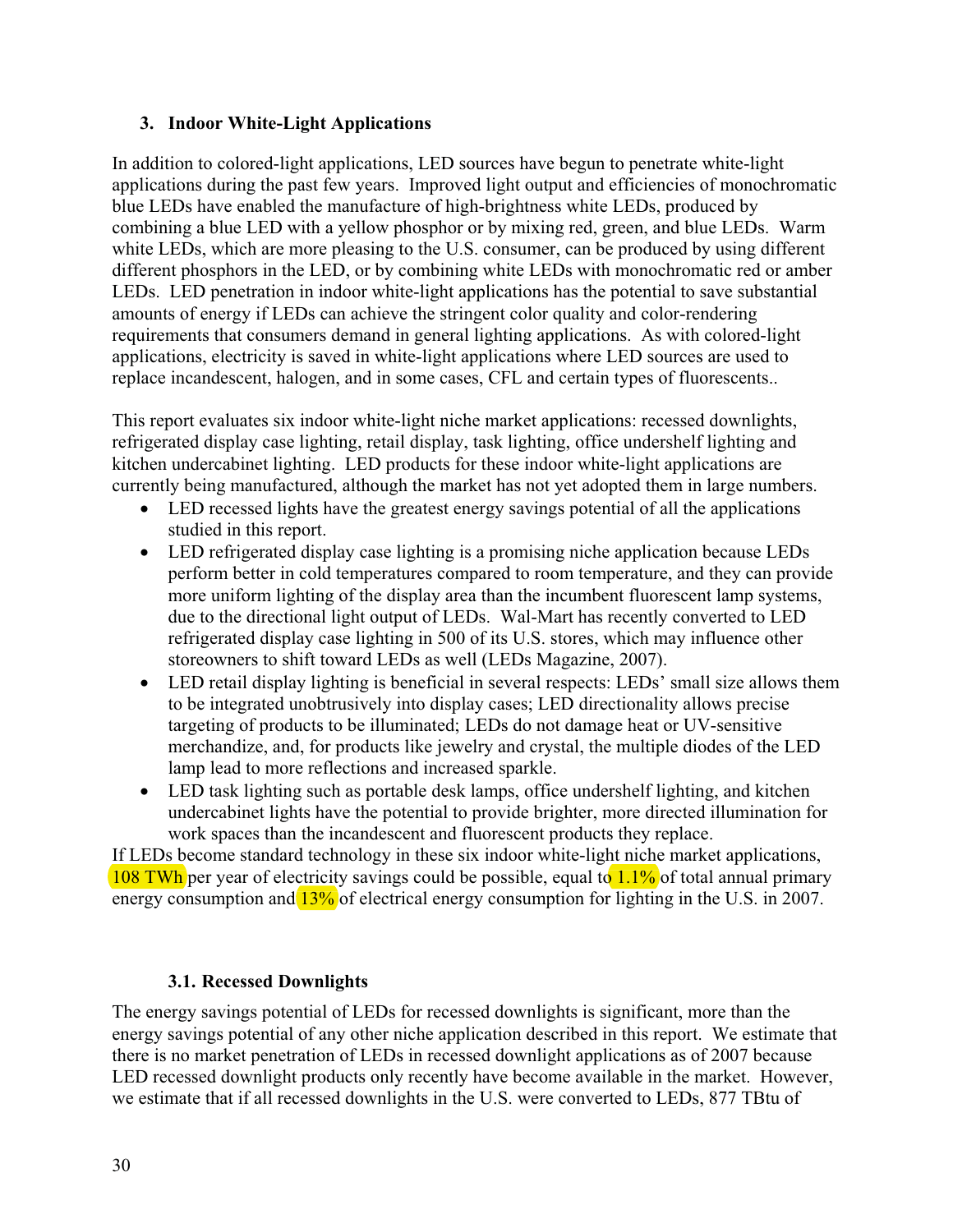## 3. Indoor White-Light Applications

In addition to colored-light applications, LED sources have begun to penetrate white-light applications during the past few years. Improved light output and efficiencies of monochromatic blue LEDs have enabled the manufacture of high-brightness white LEDs, produced by combining a blue LED with a yellow phosphor or by mixing red, green, and blue LEDs. Warm white LEDs, which are more pleasing to the U.S. consumer, can be produced by using different different phosphors in the LED, or by combining white LEDs with monochromatic red or amber LEDs. LED penetration in indoor white-light applications has the potential to save substantial amounts of energy if LEDs can achieve the stringent color quality and color-rendering requirements that consumers demand in general lighting applications. As with colored-light applications, electricity is saved in white-light applications where LED sources are used to replace incandescent, halogen, and in some cases, CFL and certain types of fluorescents..

This report evaluates six indoor white-light niche market applications: recessed downlights, refrigerated display case lighting, retail display, task lighting, office undershelf lighting and kitchen undercabinet lighting. LED products for these indoor white-light applications are currently being manufactured, although the market has not yet adopted them in large numbers.

- LED recessed lights have the greatest energy savings potential of all the applications studied in this report.
- LED refrigerated display case lighting is a promising niche application because LEDs perform better in cold temperatures compared to room temperature, and they can provide more uniform lighting of the display area than the incumbent fluorescent lamp systems, due to the directional light output of LEDs. Wal-Mart has recently converted to LED refrigerated display case lighting in 500 of its U.S. stores, which may influence other storeowners to shift toward LEDs as well (LEDs Magazine, 2007).
- LED retail display lighting is beneficial in several respects: LEDs' small size allows them to be integrated unobtrusively into display cases; LED directionality allows precise targeting of products to be illuminated; LEDs do not damage heat or UV-sensitive merchandize, and, for products like jewelry and crystal, the multiple diodes of the LED lamp lead to more reflections and increased sparkle.
- LED task lighting such as portable desk lamps, office undershelf lighting, and kitchen undercabinet lights have the potential to provide brighter, more directed illumination for work spaces than the incandescent and fluorescent products they replace.

If LEDs become standard technology in these six indoor white-light niche market applications, 108 TWh per year of electricity savings could be possible, equal to 1.1% of total annual primary energy consumption and 13% of electrical energy consumption for lighting in the U.S. in 2007.

### 3.1. Recessed Downlights

The energy savings potential of LEDs for recessed downlights is significant, more than the energy savings potential of any other niche application described in this report. We estimate that there is no market penetration of LEDs in recessed downlight applications as of 2007 because LED recessed downlight products only recently have become available in the market. However, we estimate that if all recessed downlights in the U.S. were converted to LEDs, 877 TBtu of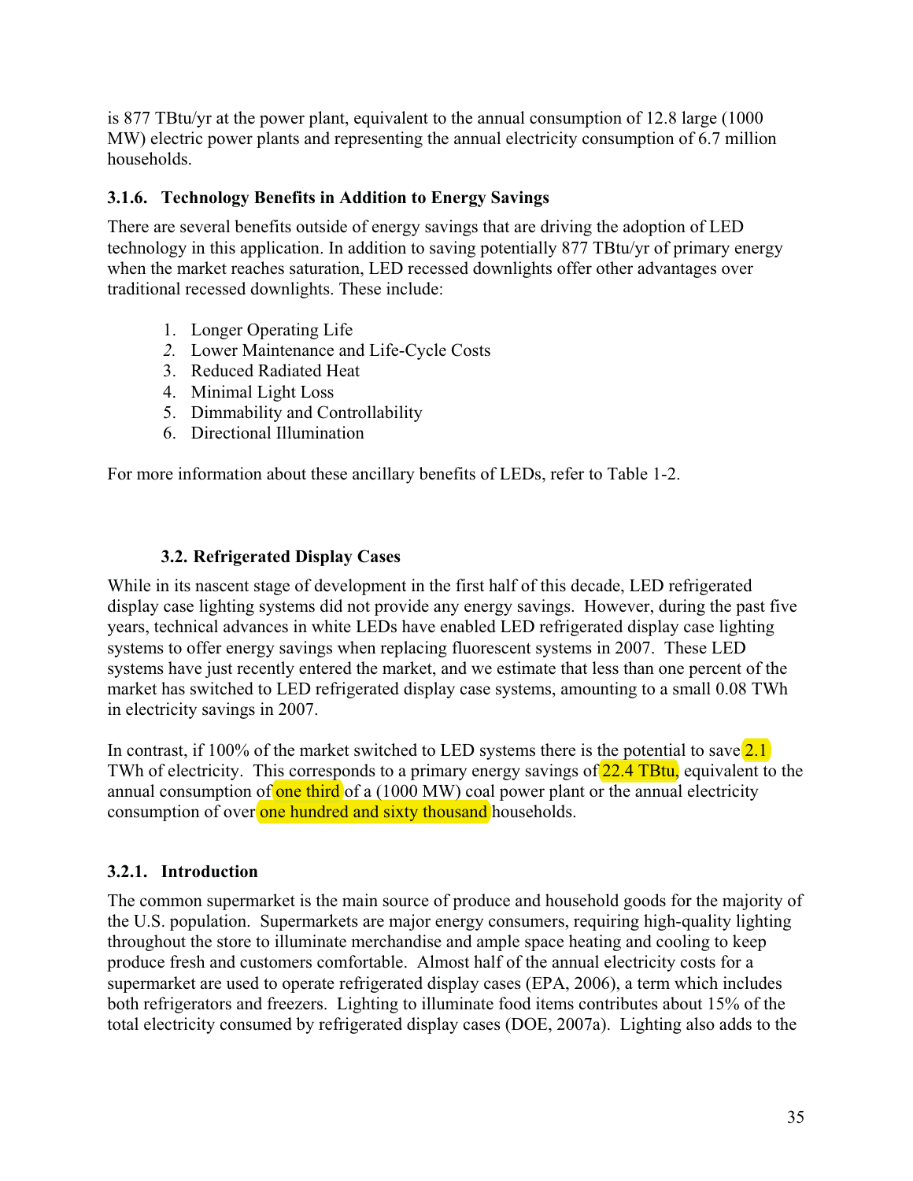is 877 TBtu/yr at the power plant, equivalent to the annual consumption of 12.8 large (1000 MW) electric power plants and representing the annual electricity consumption of 6.7 million households.

### 3.1.6. Technology Benefits in Addition to Energy Savings

There are several benefits outside of energy savings that are driving the adoption of LED technology in this application. In addition to saving potentially 877 TBtu/yr of primary energy when the market reaches saturation, LED recessed downlights offer other advantages over traditional recessed downlights. These include:

1. Longer Operating Life
2. Lower Maintenance and Life-Cycle Costs
3. Reduced Radiated Heat
4. Minimal Light Loss
5. Dimmability and Controllability
6. Directional Illumination

For more information about these ancillary benefits of LEDs, refer to Table 1-2.

## 3.2. Refrigerated Display Cases

While in its nascent stage of development in the first half of this decade, LED refrigerated display case lighting systems did not provide any energy savings. However, during the past five years, technical advances in white LEDs have enabled LED refrigerated display case lighting systems to offer energy savings when replacing fluorescent systems in 2007. These LED systems have just recently entered the market, and we estimate that less than one percent of the market has switched to LED refrigerated display case systems, amounting to a small 0.08 TWh in electricity savings in 2007.

In contrast, if 100% of the market switched to LED systems there is the potential to save 2.1 TWh of electricity. This corresponds to a primary energy savings of 22.4 TBtu, equivalent to the annual consumption of one third of a (1000 MW) coal power plant or the annual electricity consumption of over one hundred and sixty thousand households.

### 3.2.1. Introduction

The common supermarket is the main source of produce and household goods for the majority of the U.S. population. Supermarkets are major energy consumers, requiring high-quality lighting throughout the store to illuminate merchandise and ample space heating and cooling to keep produce fresh and customers comfortable. Almost half of the annual electricity costs for a supermarket are used to operate refrigerated display cases (EPA, 2006), a term which includes both refrigerators and freezers. Lighting to illuminate food items contributes about 15% of the total electricity consumed by refrigerated display cases (DOE, 2007a). Lighting also adds to the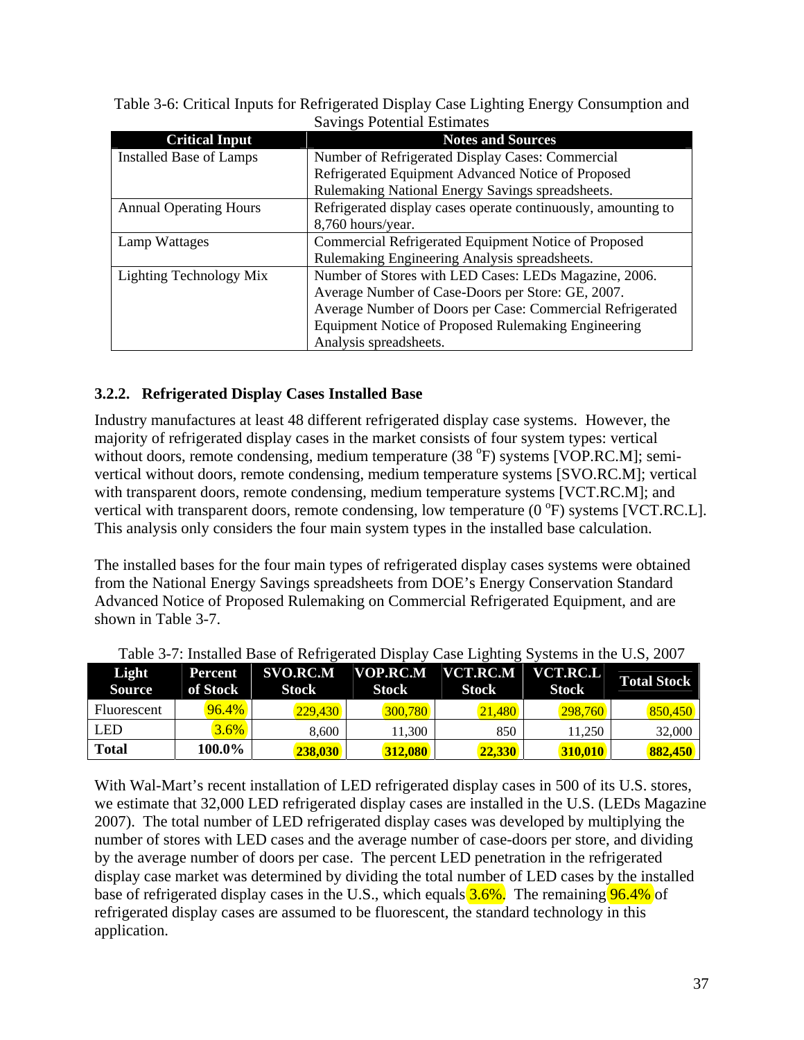Table 3-6: Critical Inputs for Refrigerated Display Case Lighting Energy Consumption and Savings Potential Estimates

| Critical Input | Notes and Sources |
|---|---|
| Installed Base of Lamps | Number of Refrigerated Display Cases: Commercial Refrigerated Equipment Advanced Notice of Proposed Rulemaking National Energy Savings spreadsheets. |
| Annual Operating Hours | Refrigerated display cases operate continuously, amounting to 8,760 hours/year. |
| Lamp Wattages | Commercial Refrigerated Equipment Notice of Proposed Rulemaking Engineering Analysis spreadsheets. |
| Lighting Technology Mix | Number of Stores with LED Cases: LEDs Magazine, 2006. Average Number of Case-Doors per Store: GE, 2007. Average Number of Doors per Case: Commercial Refrigerated Equipment Notice of Proposed Rulemaking Engineering Analysis spreadsheets. |

### 3.2.2. Refrigerated Display Cases Installed Base

Industry manufactures at least 48 different refrigerated display case systems. However, the majority of refrigerated display cases in the market consists of four system types: vertical without doors, remote condensing, medium temperature (38 $^{o}$F) systems [VOP.RC.M]; semi-vertical without doors, remote condensing, medium temperature systems [SVO.RC.M]; vertical with transparent doors, remote condensing, medium temperature systems [VCT.RC.M]; and vertical with transparent doors, remote condensing, low temperature (0 $^{o}$F) systems [VCT.RC.L]. This analysis only considers the four main system types in the installed base calculation.

The installed bases for the four main types of refrigerated display cases systems were obtained from the National Energy Savings spreadsheets from DOE's Energy Conservation Standard Advanced Notice of Proposed Rulemaking on Commercial Refrigerated Equipment, and are shown in Table 3-7.

Table 3-7: Installed Base of Refrigerated Display Case Lighting Systems in the U.S, 2007

| Light Source | Percent of Stock | SVO.RC.M Stock | VOP.RC.M Stock | VCT.RC.M Stock | VCT.RC.L Stock | Total Stock |
|---|---|---|---|---|---|---|
| Fluorescent | 96.4% | 229,430 | 300,780 | 21,480 | 298,760 | 850,450 |
| LED | 3.6% | 8,600 | 11,300 | 850 | 11,250 | 32,000 |
| **Total** | **100.0%** | **238,030** | **312,080** | **22,330** | **310,010** | **882,450** |

With Wal-Mart's recent installation of LED refrigerated display cases in 500 of its U.S. stores, we estimate that 32,000 LED refrigerated display cases are installed in the U.S. (LEDs Magazine 2007). The total number of LED refrigerated display cases was developed by multiplying the number of stores with LED cases and the average number of case-doors per store, and dividing by the average number of doors per case. The percent LED penetration in the refrigerated display case market was determined by dividing the total number of LED cases by the installed base of refrigerated display cases in the U.S., which equals 3.6%. The remaining 96.4% of refrigerated display cases are assumed to be fluorescent, the standard technology in this application.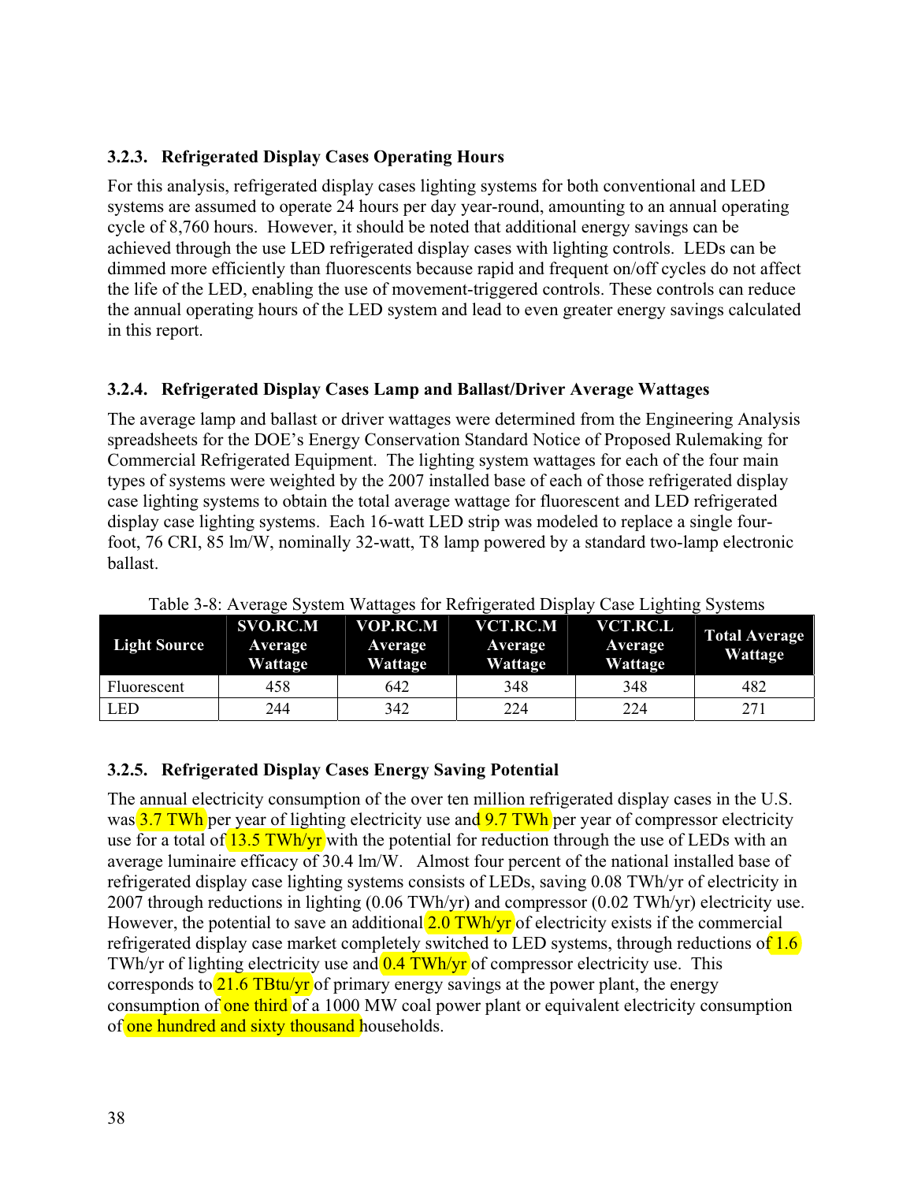### 3.2.3. Refrigerated Display Cases Operating Hours

For this analysis, refrigerated display cases lighting systems for both conventional and LED systems are assumed to operate 24 hours per day year-round, amounting to an annual operating cycle of 8,760 hours. However, it should be noted that additional energy savings can be achieved through the use LED refrigerated display cases with lighting controls. LEDs can be dimmed more efficiently than fluorescents because rapid and frequent on/off cycles do not affect the life of the LED, enabling the use of movement-triggered controls. These controls can reduce the annual operating hours of the LED system and lead to even greater energy savings calculated in this report.

### 3.2.4. Refrigerated Display Cases Lamp and Ballast/Driver Average Wattages

The average lamp and ballast or driver wattages were determined from the Engineering Analysis spreadsheets for the DOE's Energy Conservation Standard Notice of Proposed Rulemaking for Commercial Refrigerated Equipment. The lighting system wattages for each of the four main types of systems were weighted by the 2007 installed base of each of those refrigerated display case lighting systems to obtain the total average wattage for fluorescent and LED refrigerated display case lighting systems. Each 16-watt LED strip was modeled to replace a single four-foot, 76 CRI, 85 lm/W, nominally 32-watt, T8 lamp powered by a standard two-lamp electronic ballast.

Table 3-8: Average System Wattages for Refrigerated Display Case Lighting Systems

| Light Source | SVO.RC.M Average Wattage | VOP.RC.M Average Wattage | VCT.RC.M Average Wattage | VCT.RC.L Average Wattage | Total Average Wattage |
|---|---|---|---|---|---|
| Fluorescent | 458 | 642 | 348 | 348 | 482 |
| LED | 244 | 342 | 224 | 224 | 271 |

### 3.2.5. Refrigerated Display Cases Energy Saving Potential

The annual electricity consumption of the over ten million refrigerated display cases in the U.S. was 3.7 TWh per year of lighting electricity use and 9.7 TWh per year of compressor electricity use for a total of 13.5 TWh/yr with the potential for reduction through the use of LEDs with an average luminaire efficacy of 30.4 lm/W. Almost four percent of the national installed base of refrigerated display case lighting systems consists of LEDs, saving 0.08 TWh/yr of electricity in 2007 through reductions in lighting (0.06 TWh/yr) and compressor (0.02 TWh/yr) electricity use. However, the potential to save an additional 2.0 TWh/yr of electricity exists if the commercial refrigerated display case market completely switched to LED systems, through reductions of 1.6 TWh/yr of lighting electricity use and 0.4 TWh/yr of compressor electricity use. This corresponds to 21.6 TBtu/yr of primary energy savings at the power plant, the energy consumption of one third of a 1000 MW coal power plant or equivalent electricity consumption of one hundred and sixty thousand households.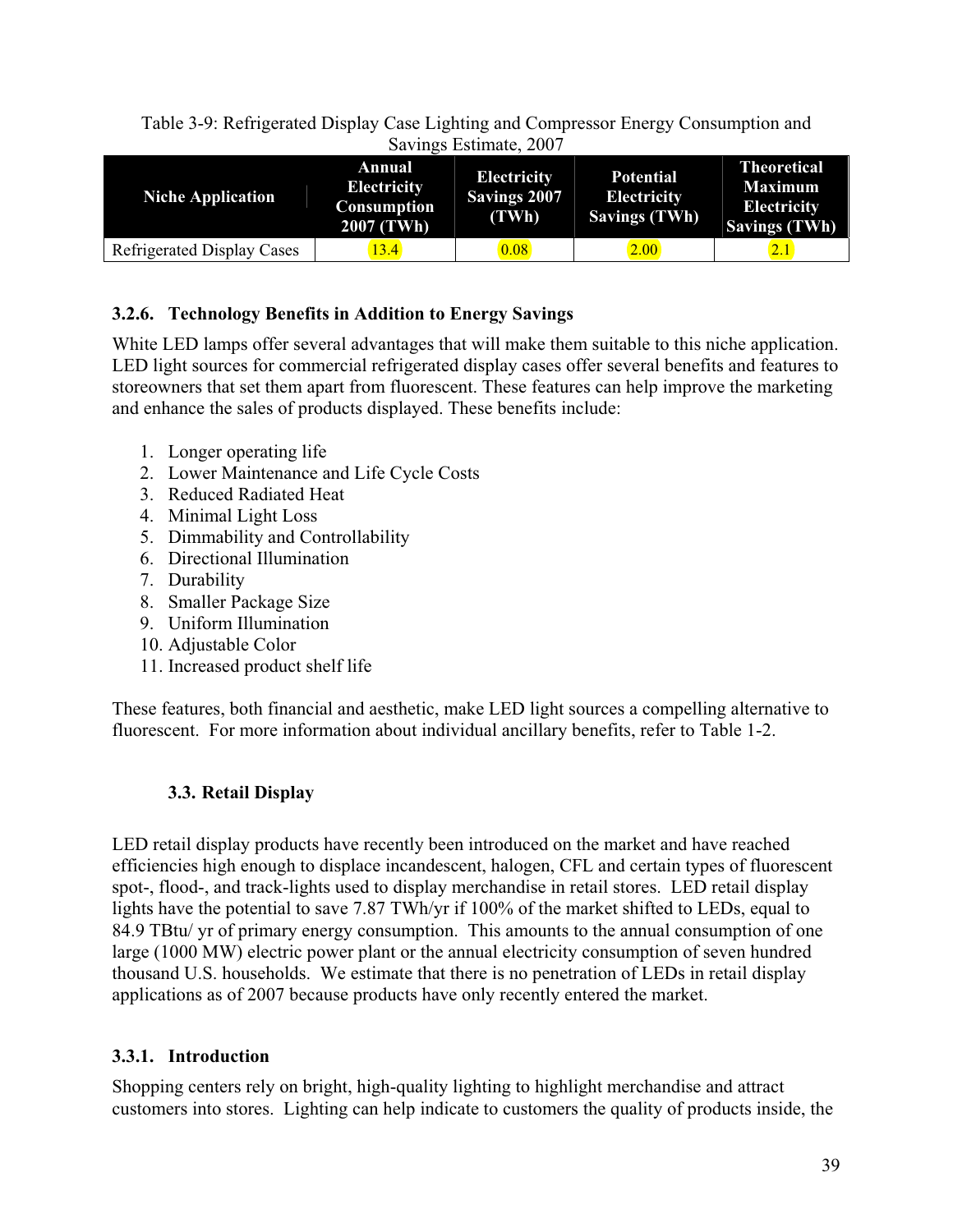Table 3-9: Refrigerated Display Case Lighting and Compressor Energy Consumption and Savings Estimate, 2007

| Niche Application | Annual Electricity Consumption 2007 (TWh) | Electricity Savings 2007 (TWh) | Potential Electricity Savings (TWh) | Theoretical Maximum Electricity Savings (TWh) |
|---|---|---|---|---|
| Refrigerated Display Cases | 13.4 | 0.08 | 2.00 | 2.1 |

### 3.2.6. Technology Benefits in Addition to Energy Savings

White LED lamps offer several advantages that will make them suitable to this niche application. LED light sources for commercial refrigerated display cases offer several benefits and features to storeowners that set them apart from fluorescent. These features can help improve the marketing and enhance the sales of products displayed. These benefits include:

1. Longer operating life
2. Lower Maintenance and Life Cycle Costs
3. Reduced Radiated Heat
4. Minimal Light Loss
5. Dimmability and Controllability
6. Directional Illumination
7. Durability
8. Smaller Package Size
9. Uniform Illumination
10. Adjustable Color
11. Increased product shelf life

These features, both financial and aesthetic, make LED light sources a compelling alternative to fluorescent. For more information about individual ancillary benefits, refer to Table 1-2.

## 3.3. Retail Display

LED retail display products have recently been introduced on the market and have reached efficiencies high enough to displace incandescent, halogen, CFL and certain types of fluorescent spot-, flood-, and track-lights used to display merchandise in retail stores. LED retail display lights have the potential to save 7.87 TWh/yr if 100% of the market shifted to LEDs, equal to 84.9 TBtu/ yr of primary energy consumption. This amounts to the annual consumption of one large (1000 MW) electric power plant or the annual electricity consumption of seven hundred thousand U.S. households. We estimate that there is no penetration of LEDs in retail display applications as of 2007 because products have only recently entered the market.

### 3.3.1. Introduction

Shopping centers rely on bright, high-quality lighting to highlight merchandise and attract customers into stores. Lighting can help indicate to customers the quality of products inside, the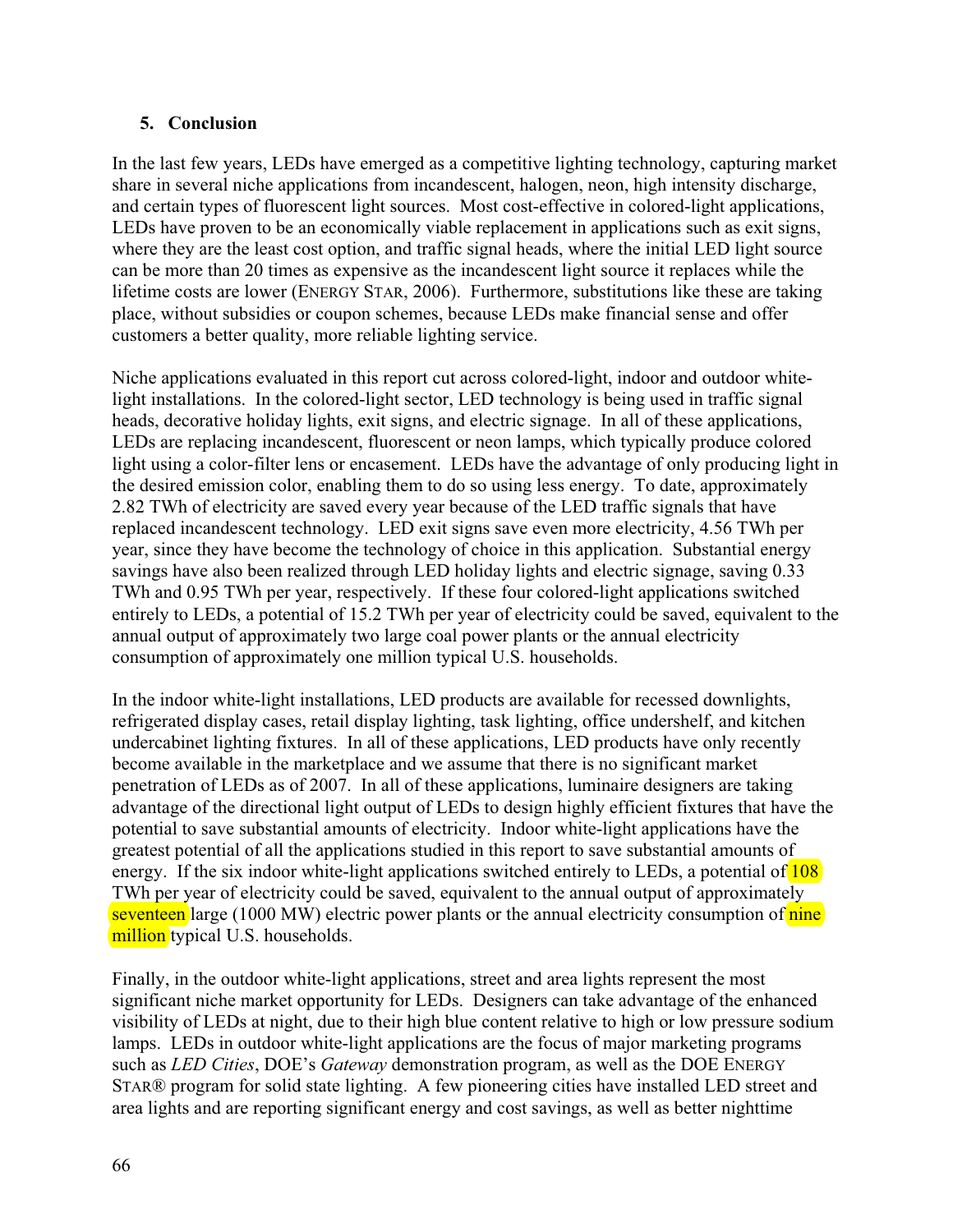## 5. Conclusion

In the last few years, LEDs have emerged as a competitive lighting technology, capturing market share in several niche applications from incandescent, halogen, neon, high intensity discharge, and certain types of fluorescent light sources. Most cost-effective in colored-light applications, LEDs have proven to be an economically viable replacement in applications such as exit signs, where they are the least cost option, and traffic signal heads, where the initial LED light source can be more than 20 times as expensive as the incandescent light source it replaces while the lifetime costs are lower (ENERGY STAR, 2006). Furthermore, substitutions like these are taking place, without subsidies or coupon schemes, because LEDs make financial sense and offer customers a better quality, more reliable lighting service.

Niche applications evaluated in this report cut across colored-light, indoor and outdoor white-light installations. In the colored-light sector, LED technology is being used in traffic signal heads, decorative holiday lights, exit signs, and electric signage. In all of these applications, LEDs are replacing incandescent, fluorescent or neon lamps, which typically produce colored light using a color-filter lens or encasement. LEDs have the advantage of only producing light in the desired emission color, enabling them to do so using less energy. To date, approximately 2.82 TWh of electricity are saved every year because of the LED traffic signals that have replaced incandescent technology. LED exit signs save even more electricity, 4.56 TWh per year, since they have become the technology of choice in this application. Substantial energy savings have also been realized through LED holiday lights and electric signage, saving 0.33 TWh and 0.95 TWh per year, respectively. If these four colored-light applications switched entirely to LEDs, a potential of 15.2 TWh per year of electricity could be saved, equivalent to the annual output of approximately two large coal power plants or the annual electricity consumption of approximately one million typical U.S. households.

In the indoor white-light installations, LED products are available for recessed downlights, refrigerated display cases, retail display lighting, task lighting, office undershelf, and kitchen undercabinet lighting fixtures. In all of these applications, LED products have only recently become available in the marketplace and we assume that there is no significant market penetration of LEDs as of 2007. In all of these applications, luminaire designers are taking advantage of the directional light output of LEDs to design highly efficient fixtures that have the potential to save substantial amounts of electricity. Indoor white-light applications have the greatest potential of all the applications studied in this report to save substantial amounts of energy. If the six indoor white-light applications switched entirely to LEDs, a potential of 108 TWh per year of electricity could be saved, equivalent to the annual output of approximately seventeen large (1000 MW) electric power plants or the annual electricity consumption of nine million typical U.S. households.

Finally, in the outdoor white-light applications, street and area lights represent the most significant niche market opportunity for LEDs. Designers can take advantage of the enhanced visibility of LEDs at night, due to their high blue content relative to high or low pressure sodium lamps. LEDs in outdoor white-light applications are the focus of major marketing programs such as *LED Cities*, DOE's *Gateway* demonstration program, as well as the DOE ENERGY STAR® program for solid state lighting. A few pioneering cities have installed LED street and area lights and are reporting significant energy and cost savings, as well as better nighttime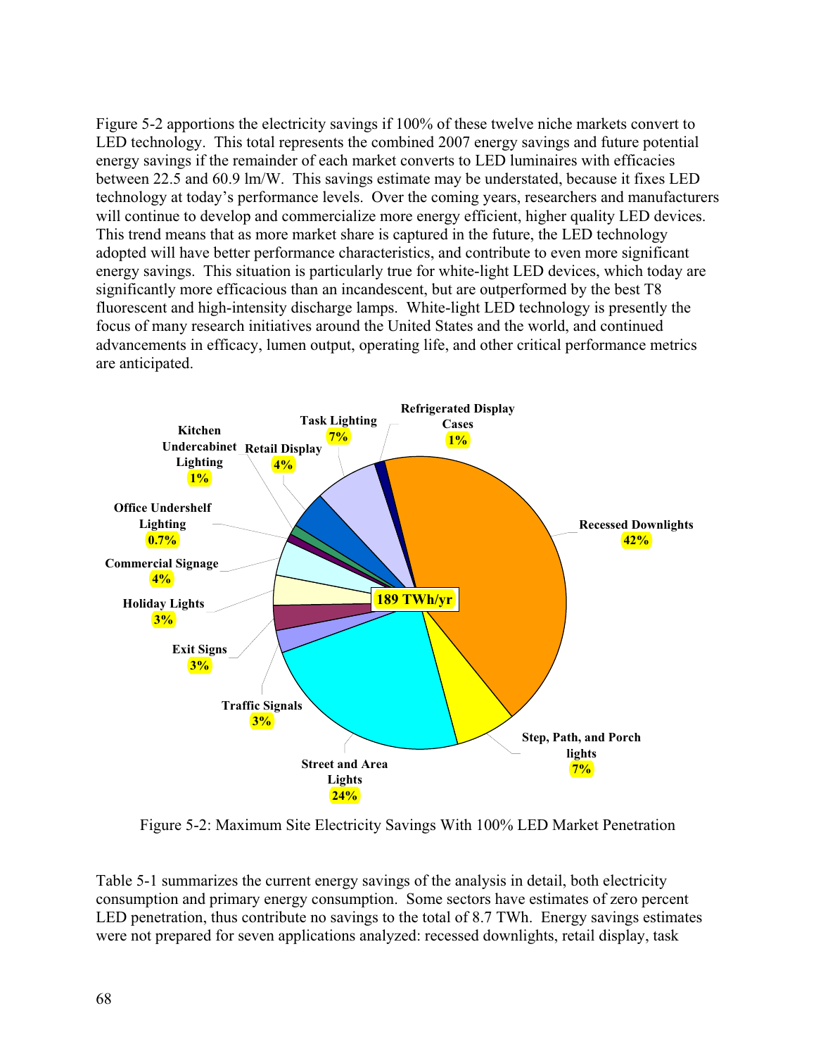Figure 5-2 apportions the electricity savings if 100% of these twelve niche markets convert to LED technology. This total represents the combined 2007 energy savings and future potential energy savings if the remainder of each market converts to LED luminaires with efficacies between 22.5 and 60.9 lm/W. This savings estimate may be understated, because it fixes LED technology at today's performance levels. Over the coming years, researchers and manufacturers will continue to develop and commercialize more energy efficient, higher quality LED devices. This trend means that as more market share is captured in the future, the LED technology adopted will have better performance characteristics, and contribute to even more significant energy savings. This situation is particularly true for white-light LED devices, which today are significantly more efficacious than an incandescent, but are outperformed by the best T8 fluorescent and high-intensity discharge lamps. White-light LED technology is presently the focus of many research initiatives around the United States and the world, and continued advancements in efficacy, lumen output, operating life, and other critical performance metrics are anticipated.

Figure 5-2: Maximum Site Electricity Savings With 100% LED Market Penetration

Table 5-1 summarizes the current energy savings of the analysis in detail, both electricity consumption and primary energy consumption. Some sectors have estimates of zero percent LED penetration, thus contribute no savings to the total of 8.7 TWh. Energy savings estimates were not prepared for seven applications analyzed: recessed downlights, retail display, task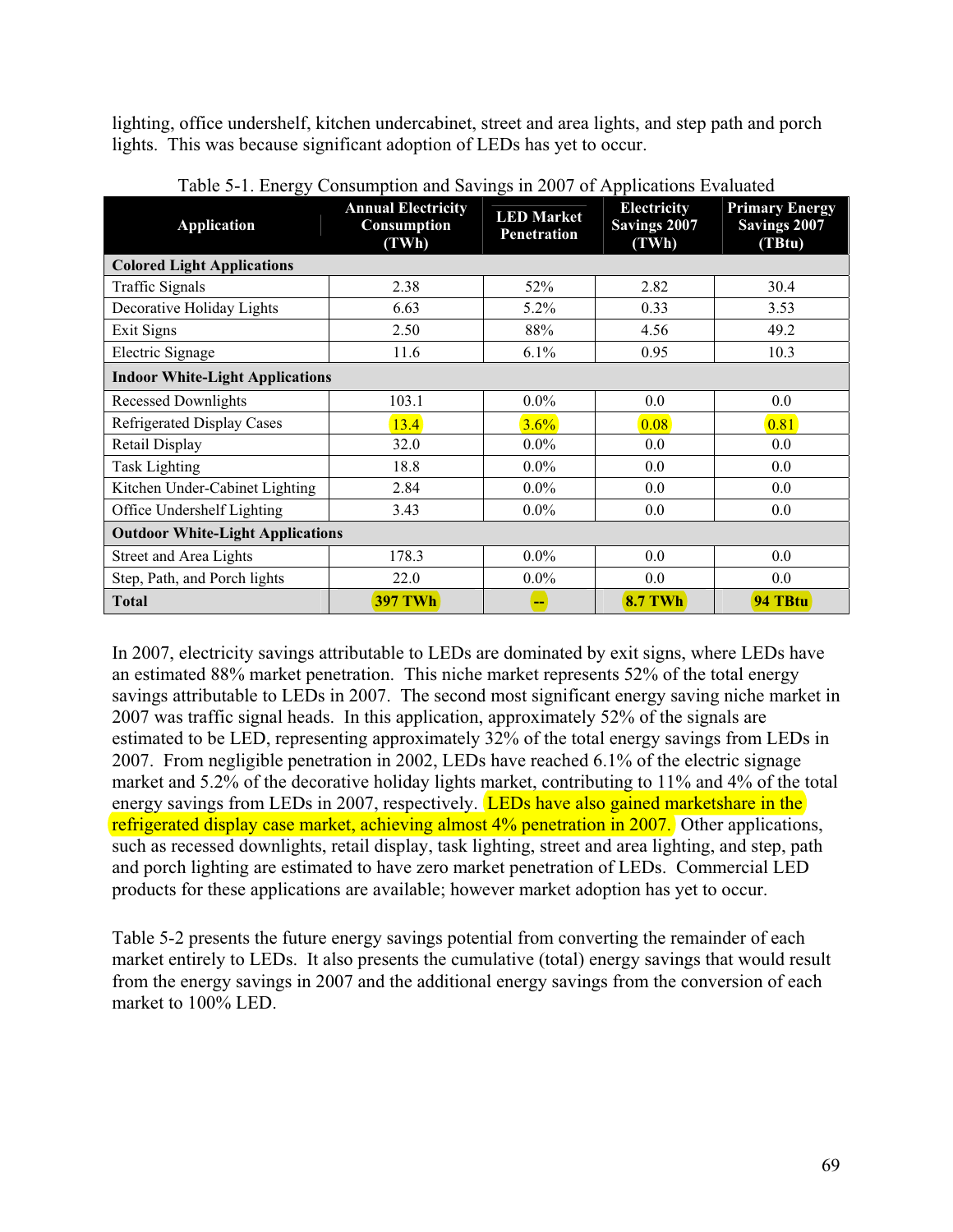lighting, office undershelf, kitchen undercabinet, street and area lights, and step path and porch lights. This was because significant adoption of LEDs has yet to occur.

Table 5-1. Energy Consumption and Savings in 2007 of Applications Evaluated

| Application | Annual Electricity Consumption (TWh) | LED Market Penetration | Electricity Savings 2007 (TWh) | Primary Energy Savings 2007 (TBtu) |
|---|---|---|---|---|
| **Colored Light Applications** | | | | |
| Traffic Signals | 2.38 | 52% | 2.82 | 30.4 |
| Decorative Holiday Lights | 6.63 | 5.2% | 0.33 | 3.53 |
| Exit Signs | 2.50 | 88% | 4.56 | 49.2 |
| Electric Signage | 11.6 | 6.1% | 0.95 | 10.3 |
| **Indoor White-Light Applications** | | | | |
| Recessed Downlights | 103.1 | 0.0% | 0.0 | 0.0 |
| Refrigerated Display Cases | 13.4 | 3.6% | 0.08 | 0.81 |
| Retail Display | 32.0 | 0.0% | 0.0 | 0.0 |
| Task Lighting | 18.8 | 0.0% | 0.0 | 0.0 |
| Kitchen Under-Cabinet Lighting | 2.84 | 0.0% | 0.0 | 0.0 |
| Office Undershelf Lighting | 3.43 | 0.0% | 0.0 | 0.0 |
| **Outdoor White-Light Applications** | | | | |
| Street and Area Lights | 178.3 | 0.0% | 0.0 | 0.0 |
| Step, Path, and Porch lights | 22.0 | 0.0% | 0.0 | 0.0 |
| **Total** | **397 TWh** | **--** | **8.7 TWh** | **94 TBtu** |

In 2007, electricity savings attributable to LEDs are dominated by exit signs, where LEDs have an estimated 88% market penetration. This niche market represents 52% of the total energy savings attributable to LEDs in 2007. The second most significant energy saving niche market in 2007 was traffic signal heads. In this application, approximately 52% of the signals are estimated to be LED, representing approximately 32% of the total energy savings from LEDs in 2007. From negligible penetration in 2002, LEDs have reached 6.1% of the electric signage market and 5.2% of the decorative holiday lights market, contributing to 11% and 4% of the total energy savings from LEDs in 2007, respectively. LEDs have also gained marketshare in the refrigerated display case market, achieving almost 4% penetration in 2007. Other applications, such as recessed downlights, retail display, task lighting, street and area lighting, and step, path and porch lighting are estimated to have zero market penetration of LEDs. Commercial LED products for these applications are available; however market adoption has yet to occur.

Table 5-2 presents the future energy savings potential from converting the remainder of each market entirely to LEDs. It also presents the cumulative (total) energy savings that would result from the energy savings in 2007 and the additional energy savings from the conversion of each market to 100% LED.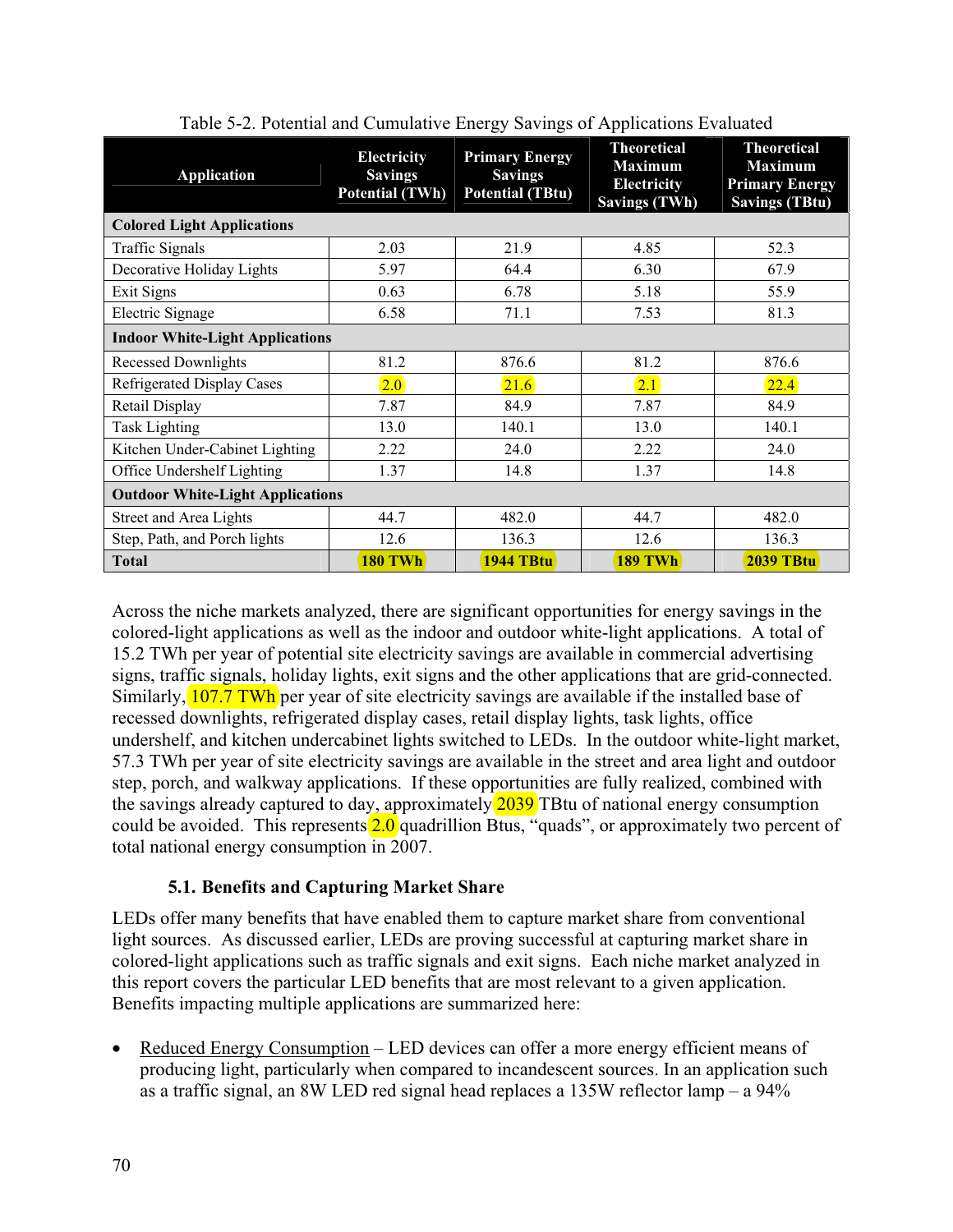Table 5-2. Potential and Cumulative Energy Savings of Applications Evaluated

| Application | Electricity Savings Potential (TWh) | Primary Energy Savings Potential (TBtu) | Theoretical Maximum Electricity Savings (TWh) | Theoretical Maximum Primary Energy Savings (TBtu) |
|---|---|---|---|---|
| **Colored Light Applications** | | | | |
| Traffic Signals | 2.03 | 21.9 | 4.85 | 52.3 |
| Decorative Holiday Lights | 5.97 | 64.4 | 6.30 | 67.9 |
| Exit Signs | 0.63 | 6.78 | 5.18 | 55.9 |
| Electric Signage | 6.58 | 71.1 | 7.53 | 81.3 |
| **Indoor White-Light Applications** | | | | |
| Recessed Downlights | 81.2 | 876.6 | 81.2 | 876.6 |
| Refrigerated Display Cases | 2.0 | 21.6 | 2.1 | 22.4 |
| Retail Display | 7.87 | 84.9 | 7.87 | 84.9 |
| Task Lighting | 13.0 | 140.1 | 13.0 | 140.1 |
| Kitchen Under-Cabinet Lighting | 2.22 | 24.0 | 2.22 | 24.0 |
| Office Undershelf Lighting | 1.37 | 14.8 | 1.37 | 14.8 |
| **Outdoor White-Light Applications** | | | | |
| Street and Area Lights | 44.7 | 482.0 | 44.7 | 482.0 |
| Step, Path, and Porch lights | 12.6 | 136.3 | 12.6 | 136.3 |
| **Total** | **180 TWh** | **1944 TBtu** | **189 TWh** | **2039 TBtu** |

Across the niche markets analyzed, there are significant opportunities for energy savings in the colored-light applications as well as the indoor and outdoor white-light applications. A total of 15.2 TWh per year of potential site electricity savings are available in commercial advertising signs, traffic signals, holiday lights, exit signs and the other applications that are grid-connected. Similarly, 107.7 TWh per year of site electricity savings are available if the installed base of recessed downlights, refrigerated display cases, retail display lights, task lights, office undershelf, and kitchen undercabinet lights switched to LEDs. In the outdoor white-light market, 57.3 TWh per year of site electricity savings are available in the street and area light and outdoor step, porch, and walkway applications. If these opportunities are fully realized, combined with the savings already captured to day, approximately 2039 TBtu of national energy consumption could be avoided. This represents 2.0 quadrillion Btus, "quads", or approximately two percent of total national energy consumption in 2007.

### 5.1. Benefits and Capturing Market Share

LEDs offer many benefits that have enabled them to capture market share from conventional light sources. As discussed earlier, LEDs are proving successful at capturing market share in colored-light applications such as traffic signals and exit signs. Each niche market analyzed in this report covers the particular LED benefits that are most relevant to a given application. Benefits impacting multiple applications are summarized here:

- Reduced Energy Consumption – LED devices can offer a more energy efficient means of producing light, particularly when compared to incandescent sources. In an application such as a traffic signal, an 8W LED red signal head replaces a 135W reflector lamp – a 94%